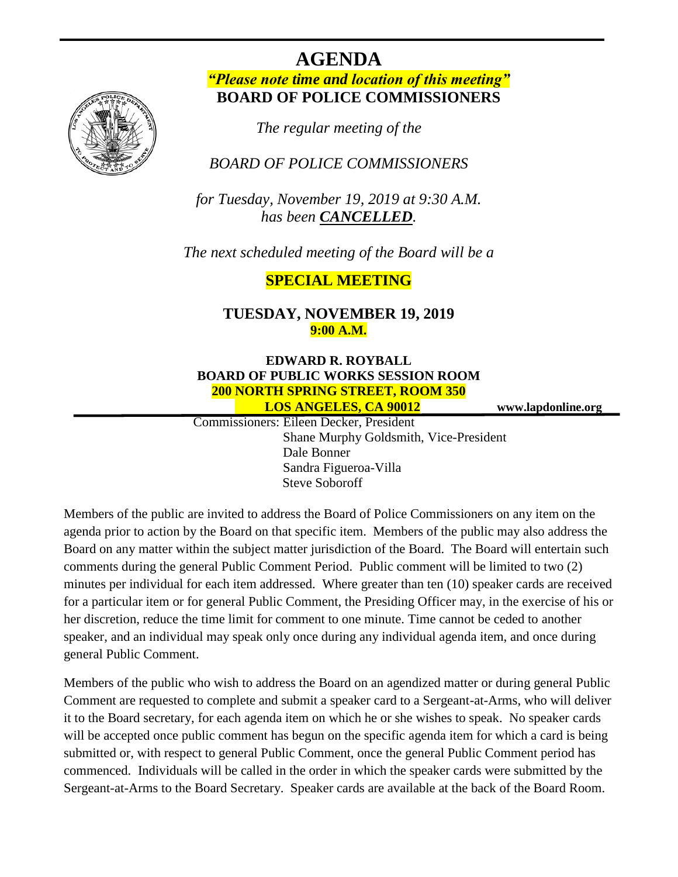# AGENDA

***"Please note time and location of this meeting"***

**BOARD OF POLICE COMMISSIONERS**

*The regular meeting of the*

*BOARD OF POLICE COMMISSIONERS*

*for Tuesday, November 19, 2019 at 9:30 A.M. has been **CANCELLED**.*

*The next scheduled meeting of the Board will be a*

**SPECIAL MEETING**

**TUESDAY, NOVEMBER 19, 2019**
**9:00 A.M.**

**EDWARD R. ROYBALL**
**BOARD OF PUBLIC WORKS SESSION ROOM**
**200 NORTH SPRING STREET, ROOM 350**
**LOS ANGELES, CA 90012**

**www.lapdonline.org**

Commissioners: Eileen Decker, President
Shane Murphy Goldsmith, Vice-President
Dale Bonner
Sandra Figueroa-Villa
Steve Soboroff

Members of the public are invited to address the Board of Police Commissioners on any item on the agenda prior to action by the Board on that specific item. Members of the public may also address the Board on any matter within the subject matter jurisdiction of the Board. The Board will entertain such comments during the general Public Comment Period. Public comment will be limited to two (2) minutes per individual for each item addressed. Where greater than ten (10) speaker cards are received for a particular item or for general Public Comment, the Presiding Officer may, in the exercise of his or her discretion, reduce the time limit for comment to one minute. Time cannot be ceded to another speaker, and an individual may speak only once during any individual agenda item, and once during general Public Comment.

Members of the public who wish to address the Board on an agendized matter or during general Public Comment are requested to complete and submit a speaker card to a Sergeant-at-Arms, who will deliver it to the Board secretary, for each agenda item on which he or she wishes to speak. No speaker cards will be accepted once public comment has begun on the specific agenda item for which a card is being submitted or, with respect to general Public Comment, once the general Public Comment period has commenced. Individuals will be called in the order in which the speaker cards were submitted by the Sergeant-at-Arms to the Board Secretary. Speaker cards are available at the back of the Board Room.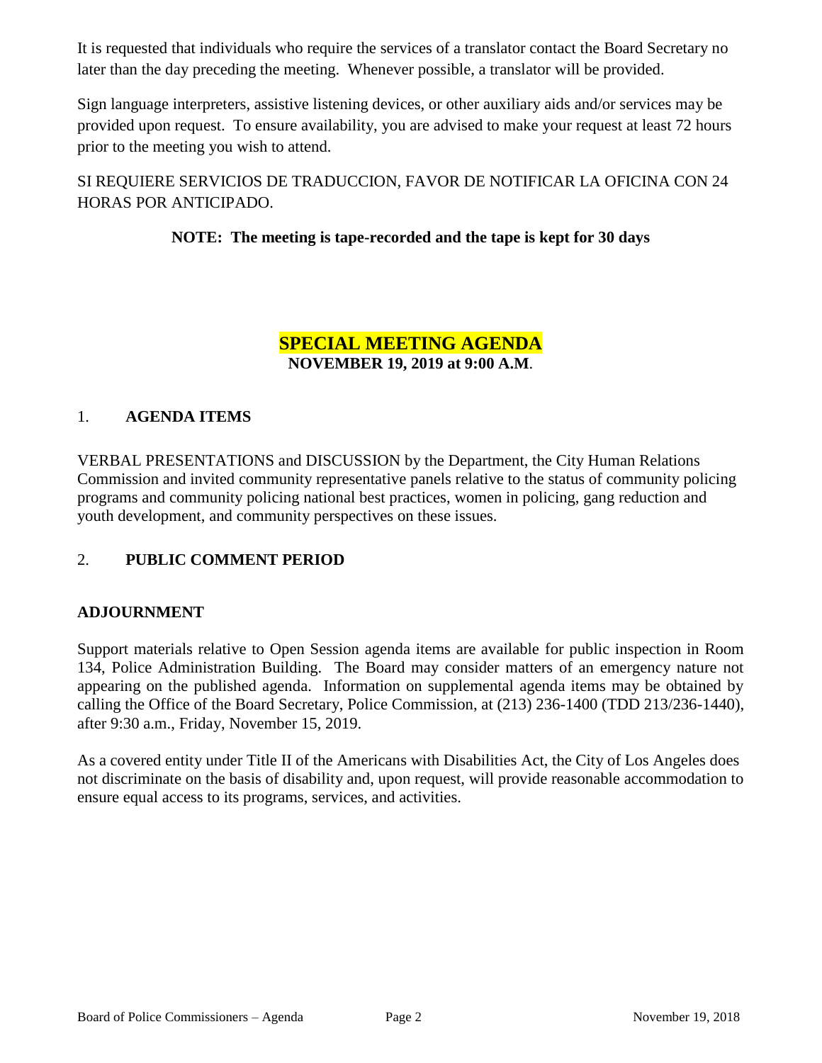It is requested that individuals who require the services of a translator contact the Board Secretary no later than the day preceding the meeting. Whenever possible, a translator will be provided.

Sign language interpreters, assistive listening devices, or other auxiliary aids and/or services may be provided upon request. To ensure availability, you are advised to make your request at least 72 hours prior to the meeting you wish to attend.

SI REQUIERE SERVICIOS DE TRADUCCION, FAVOR DE NOTIFICAR LA OFICINA CON 24 HORAS POR ANTICIPADO.

**NOTE: The meeting is tape-recorded and the tape is kept for 30 days**

## SPECIAL MEETING AGENDA

**NOVEMBER 19, 2019 at 9:00 A.M.**

1. **AGENDA ITEMS**

VERBAL PRESENTATIONS and DISCUSSION by the Department, the City Human Relations Commission and invited community representative panels relative to the status of community policing programs and community policing national best practices, women in policing, gang reduction and youth development, and community perspectives on these issues.

2. **PUBLIC COMMENT PERIOD**

**ADJOURNMENT**

Support materials relative to Open Session agenda items are available for public inspection in Room 134, Police Administration Building. The Board may consider matters of an emergency nature not appearing on the published agenda. Information on supplemental agenda items may be obtained by calling the Office of the Board Secretary, Police Commission, at (213) 236-1400 (TDD 213/236-1440), after 9:30 a.m., Friday, November 15, 2019.

As a covered entity under Title II of the Americans with Disabilities Act, the City of Los Angeles does not discriminate on the basis of disability and, upon request, will provide reasonable accommodation to ensure equal access to its programs, services, and activities.